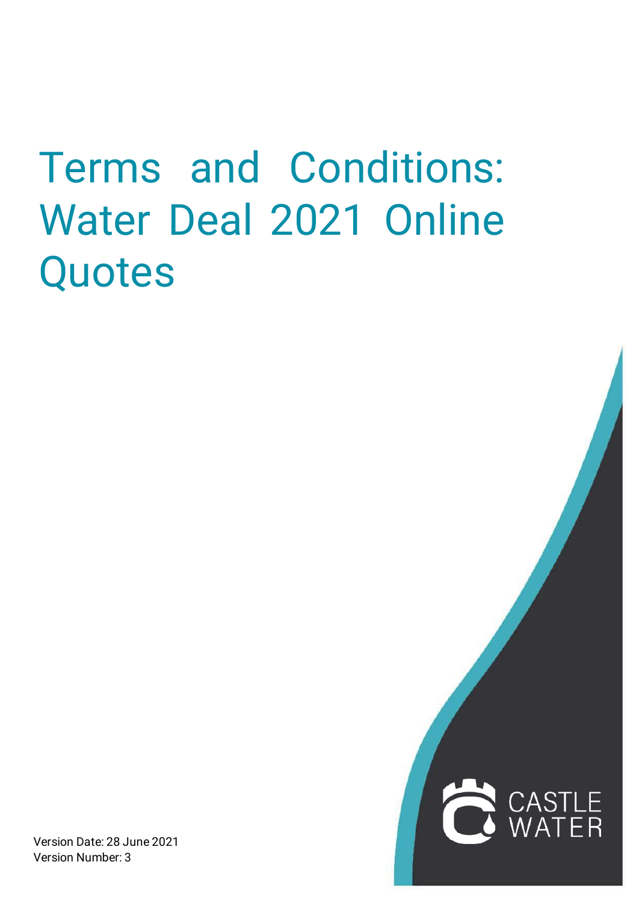# Terms and Conditions: Water Deal 2021 Online Quotes

Version Date: 28 June 2021
Version Number: 3

CASTLE WATER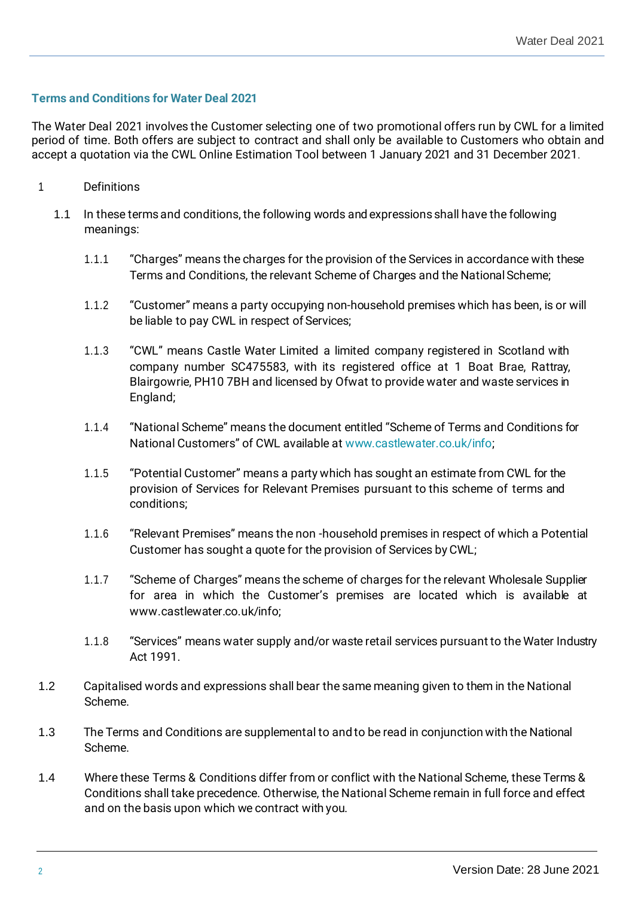## Terms and Conditions for Water Deal 2021

The Water Deal 2021 involves the Customer selecting one of two promotional offers run by CWL for a limited period of time. Both offers are subject to contract and shall only be available to Customers who obtain and accept a quotation via the CWL Online Estimation Tool between 1 January 2021 and 31 December 2021.

1 Definitions

1.1 In these terms and conditions, the following words and expressions shall have the following meanings:

1.1.1 "Charges" means the charges for the provision of the Services in accordance with these Terms and Conditions, the relevant Scheme of Charges and the National Scheme;

1.1.2 "Customer" means a party occupying non-household premises which has been, is or will be liable to pay CWL in respect of Services;

1.1.3 "CWL" means Castle Water Limited a limited company registered in Scotland with company number SC475583, with its registered office at 1 Boat Brae, Rattray, Blairgowrie, PH10 7BH and licensed by Ofwat to provide water and waste services in England;

1.1.4 "National Scheme" means the document entitled "Scheme of Terms and Conditions for National Customers" of CWL available at www.castlewater.co.uk/info;

1.1.5 "Potential Customer" means a party which has sought an estimate from CWL for the provision of Services for Relevant Premises pursuant to this scheme of terms and conditions;

1.1.6 "Relevant Premises" means the non -household premises in respect of which a Potential Customer has sought a quote for the provision of Services by CWL;

1.1.7 "Scheme of Charges" means the scheme of charges for the relevant Wholesale Supplier for area in which the Customer's premises are located which is available at www.castlewater.co.uk/info;

1.1.8 "Services" means water supply and/or waste retail services pursuant to the Water Industry Act 1991.

1.2 Capitalised words and expressions shall bear the same meaning given to them in the National Scheme.

1.3 The Terms and Conditions are supplemental to and to be read in conjunction with the National Scheme.

1.4 Where these Terms & Conditions differ from or conflict with the National Scheme, these Terms & Conditions shall take precedence. Otherwise, the National Scheme remain in full force and effect and on the basis upon which we contract with you.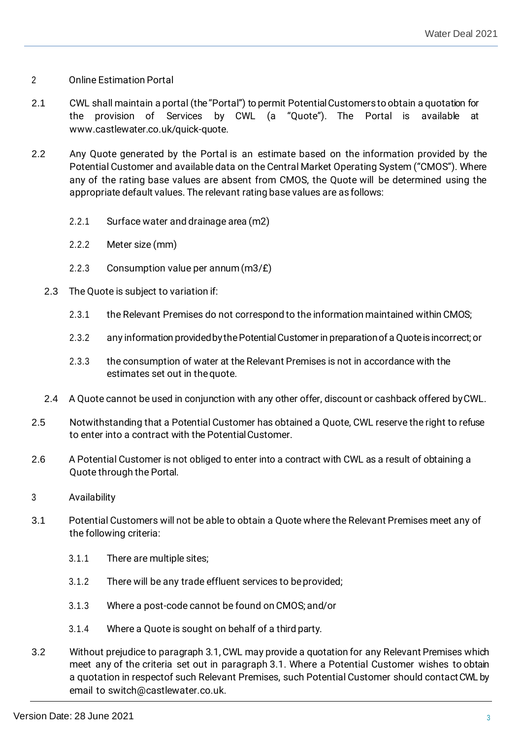## 2 Online Estimation Portal

2.1 CWL shall maintain a portal (the "Portal") to permit Potential Customers to obtain a quotation for the provision of Services by CWL (a "Quote"). The Portal is available at www.castlewater.co.uk/quick-quote.

2.2 Any Quote generated by the Portal is an estimate based on the information provided by the Potential Customer and available data on the Central Market Operating System ("CMOS"). Where any of the rating base values are absent from CMOS, the Quote will be determined using the appropriate default values. The relevant rating base values are as follows:

2.2.1 Surface water and drainage area (m2)

2.2.2 Meter size (mm)

2.2.3 Consumption value per annum (m3/£)

2.3 The Quote is subject to variation if:

2.3.1 the Relevant Premises do not correspond to the information maintained within CMOS;

2.3.2 any information provided by the Potential Customer in preparation of a Quote is incorrect; or

2.3.3 the consumption of water at the Relevant Premises is not in accordance with the estimates set out in the quote.

2.4 A Quote cannot be used in conjunction with any other offer, discount or cashback offered by CWL.

2.5 Notwithstanding that a Potential Customer has obtained a Quote, CWL reserve the right to refuse to enter into a contract with the Potential Customer.

2.6 A Potential Customer is not obliged to enter into a contract with CWL as a result of obtaining a Quote through the Portal.

## 3 Availability

3.1 Potential Customers will not be able to obtain a Quote where the Relevant Premises meet any of the following criteria:

3.1.1 There are multiple sites;

3.1.2 There will be any trade effluent services to be provided;

3.1.3 Where a post-code cannot be found on CMOS; and/or

3.1.4 Where a Quote is sought on behalf of a third party.

3.2 Without prejudice to paragraph 3.1, CWL may provide a quotation for any Relevant Premises which meet any of the criteria set out in paragraph 3.1. Where a Potential Customer wishes to obtain a quotation in respectof such Relevant Premises, such Potential Customer should contact CWL by email to switch@castlewater.co.uk.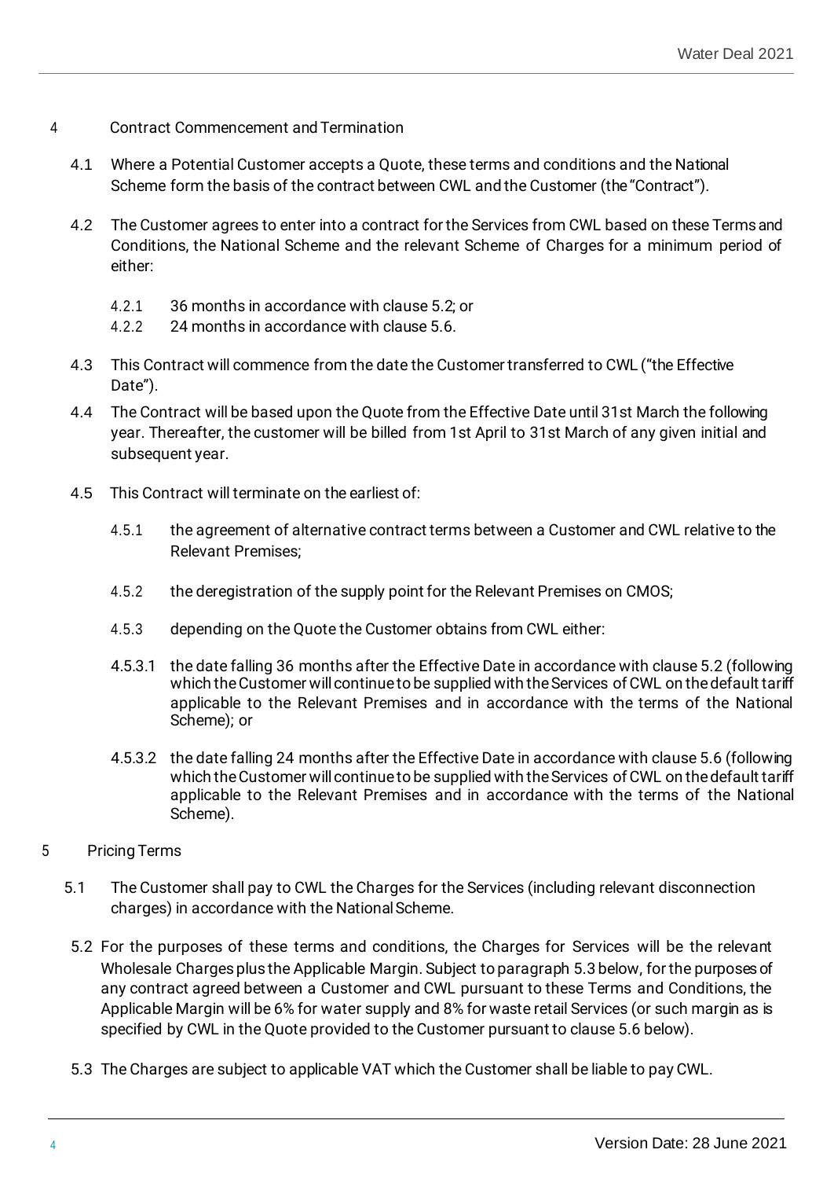## 4 Contract Commencement and Termination

4.1 Where a Potential Customer accepts a Quote, these terms and conditions and the National Scheme form the basis of the contract between CWL and the Customer (the "Contract").

4.2 The Customer agrees to enter into a contract for the Services from CWL based on these Terms and Conditions, the National Scheme and the relevant Scheme of Charges for a minimum period of either:

4.2.1 36 months in accordance with clause 5.2; or

4.2.2 24 months in accordance with clause 5.6.

4.3 This Contract will commence from the date the Customer transferred to CWL ("the Effective Date").

4.4 The Contract will be based upon the Quote from the Effective Date until 31st March the following year. Thereafter, the customer will be billed from 1st April to 31st March of any given initial and subsequent year.

4.5 This Contract will terminate on the earliest of:

4.5.1 the agreement of alternative contract terms between a Customer and CWL relative to the Relevant Premises;

4.5.2 the deregistration of the supply point for the Relevant Premises on CMOS;

4.5.3 depending on the Quote the Customer obtains from CWL either:

4.5.3.1 the date falling 36 months after the Effective Date in accordance with clause 5.2 (following which the Customer will continue to be supplied with the Services of CWL on the default tariff applicable to the Relevant Premises and in accordance with the terms of the National Scheme); or

4.5.3.2 the date falling 24 months after the Effective Date in accordance with clause 5.6 (following which the Customer will continue to be supplied with the Services of CWL on the default tariff applicable to the Relevant Premises and in accordance with the terms of the National Scheme).

## 5 Pricing Terms

5.1 The Customer shall pay to CWL the Charges for the Services (including relevant disconnection charges) in accordance with the National Scheme.

5.2 For the purposes of these terms and conditions, the Charges for Services will be the relevant Wholesale Charges plus the Applicable Margin. Subject to paragraph 5.3 below, for the purposes of any contract agreed between a Customer and CWL pursuant to these Terms and Conditions, the Applicable Margin will be 6% for water supply and 8% for waste retail Services (or such margin as is specified by CWL in the Quote provided to the Customer pursuant to clause 5.6 below).

5.3 The Charges are subject to applicable VAT which the Customer shall be liable to pay CWL.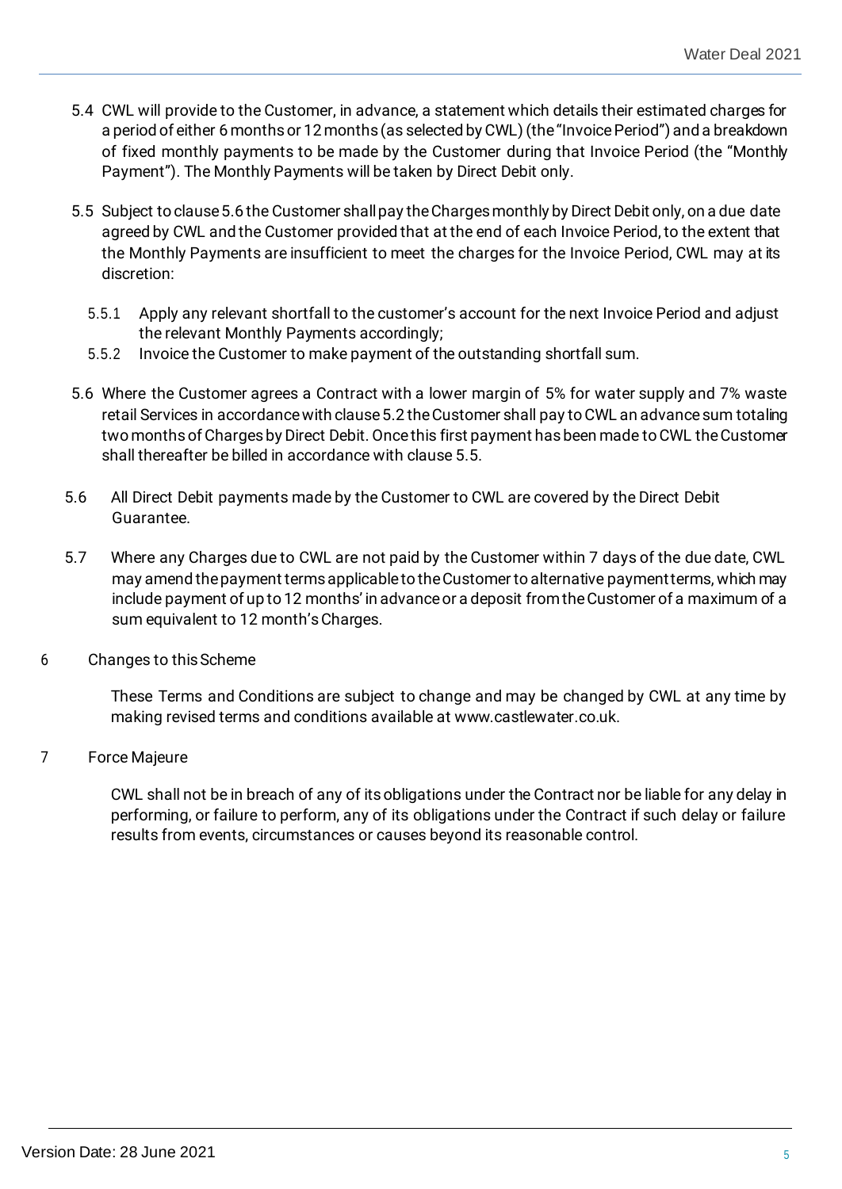5.4 CWL will provide to the Customer, in advance, a statement which details their estimated charges for a period of either 6 months or 12 months (as selected by CWL) (the "Invoice Period") and a breakdown of fixed monthly payments to be made by the Customer during that Invoice Period (the "Monthly Payment"). The Monthly Payments will be taken by Direct Debit only.

5.5 Subject to clause 5.6 the Customer shall pay the Charges monthly by Direct Debit only, on a due date agreed by CWL and the Customer provided that at the end of each Invoice Period, to the extent that the Monthly Payments are insufficient to meet the charges for the Invoice Period, CWL may at its discretion:

5.5.1 Apply any relevant shortfall to the customer's account for the next Invoice Period and adjust the relevant Monthly Payments accordingly;

5.5.2 Invoice the Customer to make payment of the outstanding shortfall sum.

5.6 Where the Customer agrees a Contract with a lower margin of 5% for water supply and 7% waste retail Services in accordance with clause 5.2 the Customer shall pay to CWL an advance sum totaling two months of Charges by Direct Debit. Once this first payment has been made to CWL the Customer shall thereafter be billed in accordance with clause 5.5.

5.6 All Direct Debit payments made by the Customer to CWL are covered by the Direct Debit Guarantee.

5.7 Where any Charges due to CWL are not paid by the Customer within 7 days of the due date, CWL may amend the payment terms applicable to the Customer to alternative payment terms, which may include payment of up to 12 months' in advance or a deposit from the Customer of a maximum of a sum equivalent to 12 month's Charges.

## 6 Changes to this Scheme

These Terms and Conditions are subject to change and may be changed by CWL at any time by making revised terms and conditions available at www.castlewater.co.uk.

## 7 Force Majeure

CWL shall not be in breach of any of its obligations under the Contract nor be liable for any delay in performing, or failure to perform, any of its obligations under the Contract if such delay or failure results from events, circumstances or causes beyond its reasonable control.